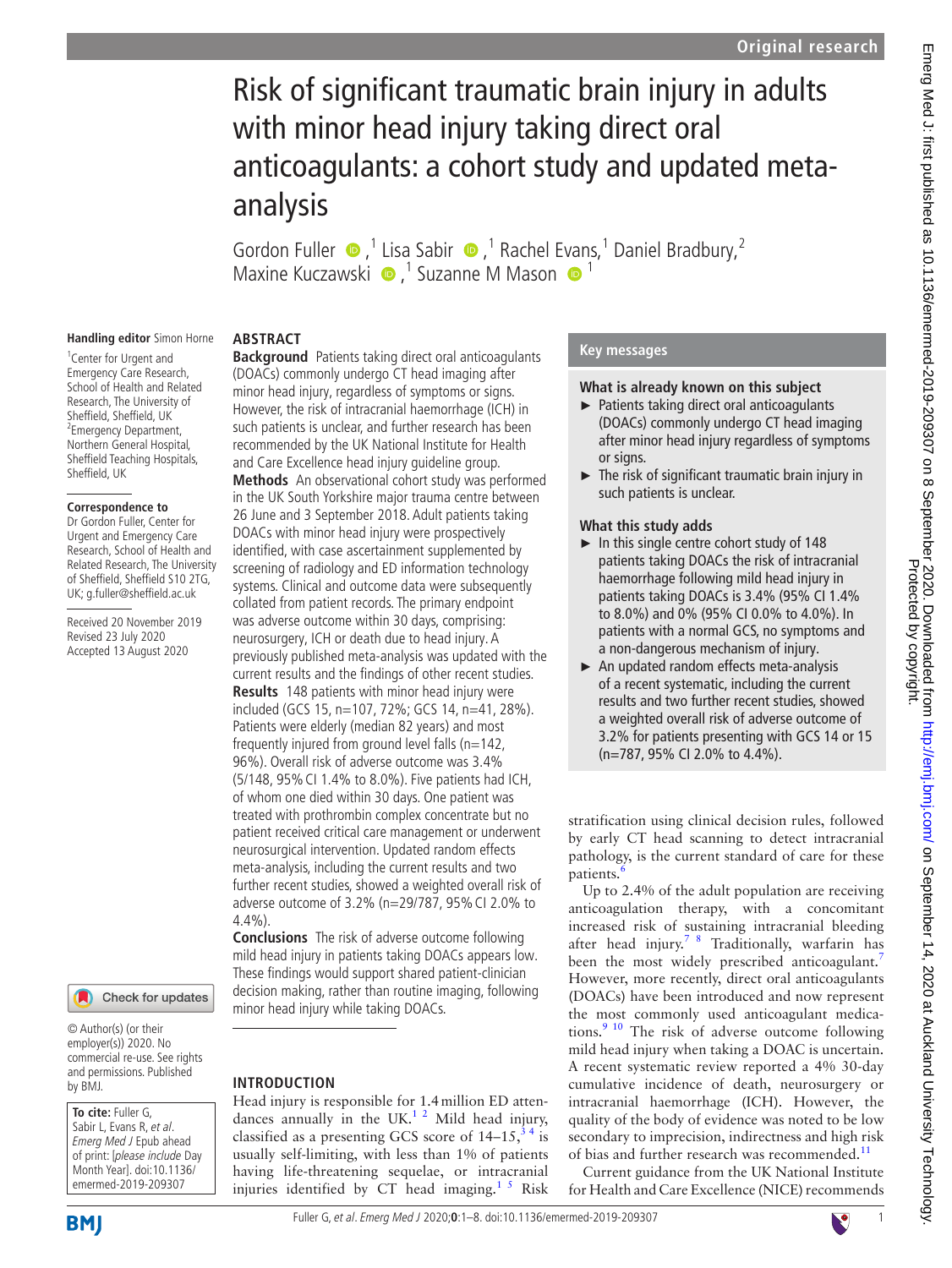# Risk of significant traumatic brain injury in adults with minor head injury taking direct oral anticoagulants: a cohort study and updated meta-analysis

Gordon Fuller,[1] Lisa Sabir,[1] Rachel Evans,[1] Daniel Bradbury,[2] Maxine Kuczawski,[1] Suzanne M Mason[1]

**Handling editor** Simon Horne

[1]Center for Urgent and Emergency Care Research, School of Health and Related Research, The University of Sheffield, Sheffield, UK
[2]Emergency Department, Northern General Hospital, Sheffield Teaching Hospitals, Sheffield, UK

**Correspondence to**
Dr Gordon Fuller, Center for Urgent and Emergency Care Research, School of Health and Related Research, The University of Sheffield, Sheffield S10 2TG, UK; g.fuller@sheffield.ac.uk

Received 20 November 2019
Revised 23 July 2020
Accepted 13 August 2020

## ABSTRACT

**Background** Patients taking direct oral anticoagulants (DOACs) commonly undergo CT head imaging after minor head injury, regardless of symptoms or signs. However, the risk of intracranial haemorrhage (ICH) in such patients is unclear, and further research has been recommended by the UK National Institute for Health and Care Excellence head injury guideline group.

**Methods** An observational cohort study was performed in the UK South Yorkshire major trauma centre between 26 June and 3 September 2018. Adult patients taking DOACs with minor head injury were prospectively identified, with case ascertainment supplemented by screening of radiology and ED information technology systems. Clinical and outcome data were subsequently collated from patient records. The primary endpoint was adverse outcome within 30 days, comprising: neurosurgery, ICH or death due to head injury. A previously published meta-analysis was updated with the current results and the findings of other recent studies.

**Results** 148 patients with minor head injury were included (GCS 15, n=107, 72%; GCS 14, n=41, 28%). Patients were elderly (median 82 years) and most frequently injured from ground level falls (n=142, 96%). Overall risk of adverse outcome was 3.4% (5/148, 95% CI 1.4% to 8.0%). Five patients had ICH, of whom one died within 30 days. One patient was treated with prothrombin complex concentrate but no patient received critical care management or underwent neurosurgical intervention. Updated random effects meta-analysis, including the current results and two further recent studies, showed a weighted overall risk of adverse outcome of 3.2% (n=29/787, 95% CI 2.0% to 4.4%).

**Conclusions** The risk of adverse outcome following mild head injury in patients taking DOACs appears low. These findings would support shared patient-clinician decision making, rather than routine imaging, following minor head injury while taking DOACs.

## Key messages

### What is already known on this subject

- Patients taking direct oral anticoagulants (DOACs) commonly undergo CT head imaging after minor head injury regardless of symptoms or signs.
- The risk of significant traumatic brain injury in such patients is unclear.

### What this study adds

- In this single centre cohort study of 148 patients taking DOACs the risk of intracranial haemorrhage following mild head injury in patients taking DOACs is 3.4% (95% CI 1.4% to 8.0%) and 0% (95% CI 0.0% to 4.0%). In patients with a normal GCS, no symptoms and a non-dangerous mechanism of injury.
- An updated random effects meta-analysis of a recent systematic, including the current results and two further recent studies, showed a weighted overall risk of adverse outcome of 3.2% for patients presenting with GCS 14 or 15 (n=787, 95% CI 2.0% to 4.4%).

## INTRODUCTION

Head injury is responsible for 1.4 million ED attendances annually in the UK.[1,2] Mild head injury, classified as a presenting GCS score of 14–15,[3,4] is usually self-limiting, with less than 1% of patients having life-threatening sequelae, or intracranial injuries identified by CT head imaging.[1,5] Risk stratification using clinical decision rules, followed by early CT head scanning to detect intracranial pathology, is the current standard of care for these patients.[6]

Up to 2.4% of the adult population are receiving anticoagulation therapy, with a concomitant increased risk of sustaining intracranial bleeding after head injury.[7,8] Traditionally, warfarin has been the most widely prescribed anticoagulant.[7] However, more recently, direct oral anticoagulants (DOACs) have been introduced and now represent the most commonly used anticoagulant medications.[9,10] The risk of adverse outcome following mild head injury when taking a DOAC is uncertain. A recent systematic review reported a 4% 30-day cumulative incidence of death, neurosurgery or intracranial haemorrhage (ICH). However, the quality of the body of evidence was noted to be low secondary to imprecision, indirectness and high risk of bias and further research was recommended.[11]

Current guidance from the UK National Institute for Health and Care Excellence (NICE) recommends

© Author(s) (or their employer(s)) 2020. No commercial re-use. See rights and permissions. Published by BMJ.

**To cite:** Fuller G, Sabir L, Evans R, et al. Emerg Med J Epub ahead of print: [please include Day Month Year]. doi:10.1136/emermed-2019-209307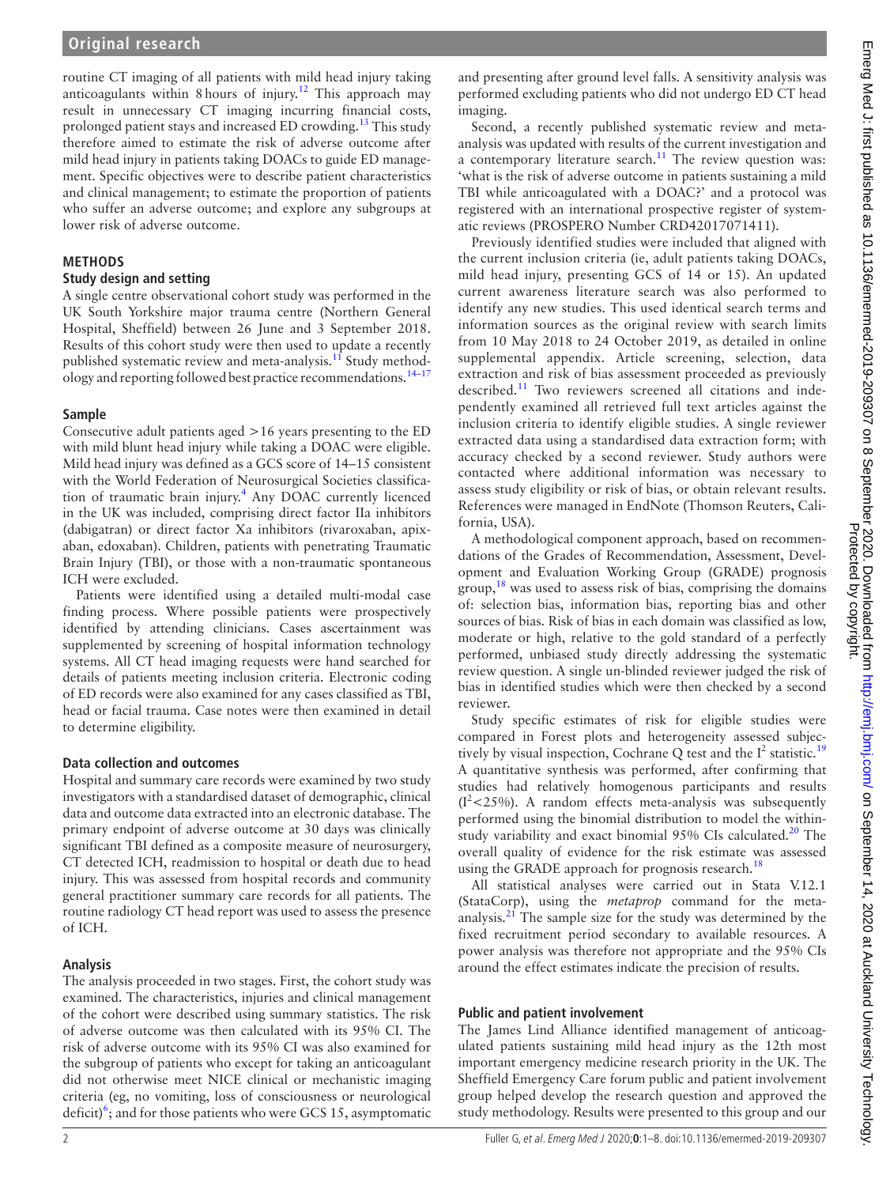routine CT imaging of all patients with mild head injury taking anticoagulants within 8 hours of injury.[12] This approach may result in unnecessary CT imaging incurring financial costs, prolonged patient stays and increased ED crowding.[13] This study therefore aimed to estimate the risk of adverse outcome after mild head injury in patients taking DOACs to guide ED management. Specific objectives were to describe patient characteristics and clinical management; to estimate the proportion of patients who suffer an adverse outcome; and explore any subgroups at lower risk of adverse outcome.

## METHODS

### Study design and setting

A single centre observational cohort study was performed in the UK South Yorkshire major trauma centre (Northern General Hospital, Sheffield) between 26 June and 3 September 2018. Results of this cohort study were then used to update a recently published systematic review and meta-analysis.[11] Study methodology and reporting followed best practice recommendations.[14–17]

### Sample

Consecutive adult patients aged >16 years presenting to the ED with mild blunt head injury while taking a DOAC were eligible. Mild head injury was defined as a GCS score of 14–15 consistent with the World Federation of Neurosurgical Societies classification of traumatic brain injury.[4] Any DOAC currently licenced in the UK was included, comprising direct factor IIa inhibitors (dabigatran) or direct factor Xa inhibitors (rivaroxaban, apixaban, edoxaban). Children, patients with penetrating Traumatic Brain Injury (TBI), or those with a non-traumatic spontaneous ICH were excluded.

Patients were identified using a detailed multi-modal case finding process. Where possible patients were prospectively identified by attending clinicians. Cases ascertainment was supplemented by screening of hospital information technology systems. All CT head imaging requests were hand searched for details of patients meeting inclusion criteria. Electronic coding of ED records were also examined for any cases classified as TBI, head or facial trauma. Case notes were then examined in detail to determine eligibility.

### Data collection and outcomes

Hospital and summary care records were examined by two study investigators with a standardised dataset of demographic, clinical data and outcome data extracted into an electronic database. The primary endpoint of adverse outcome at 30 days was clinically significant TBI defined as a composite measure of neurosurgery, CT detected ICH, readmission to hospital or death due to head injury. This was assessed from hospital records and community general practitioner summary care records for all patients. The routine radiology CT head report was used to assess the presence of ICH.

### Analysis

The analysis proceeded in two stages. First, the cohort study was examined. The characteristics, injuries and clinical management of the cohort were described using summary statistics. The risk of adverse outcome was then calculated with its 95% CI. The risk of adverse outcome with its 95% CI was also examined for the subgroup of patients who except for taking an anticoagulant did not otherwise meet NICE clinical or mechanistic imaging criteria (eg, no vomiting, loss of consciousness or neurological deficit)[6]; and for those patients who were GCS 15, asymptomatic and presenting after ground level falls. A sensitivity analysis was performed excluding patients who did not undergo ED CT head imaging.

Second, a recently published systematic review and meta-analysis was updated with results of the current investigation and a contemporary literature search.[11] The review question was: 'what is the risk of adverse outcome in patients sustaining a mild TBI while anticoagulated with a DOAC?' and a protocol was registered with an international prospective register of systematic reviews (PROSPERO Number CRD42017071411).

Previously identified studies were included that aligned with the current inclusion criteria (ie, adult patients taking DOACs, mild head injury, presenting GCS of 14 or 15). An updated current awareness literature search was also performed to identify any new studies. This used identical search terms and information sources as the original review with search limits from 10 May 2018 to 24 October 2019, as detailed in online supplemental appendix. Article screening, selection, data extraction and risk of bias assessment proceeded as previously described.[11] Two reviewers screened all citations and independently examined all retrieved full text articles against the inclusion criteria to identify eligible studies. A single reviewer extracted data using a standardised data extraction form; with accuracy checked by a second reviewer. Study authors were contacted where additional information was necessary to assess study eligibility or risk of bias, or obtain relevant results. References were managed in EndNote (Thomson Reuters, California, USA).

A methodological component approach, based on recommendations of the Grades of Recommendation, Assessment, Development and Evaluation Working Group (GRADE) prognosis group,[18] was used to assess risk of bias, comprising the domains of: selection bias, information bias, reporting bias and other sources of bias. Risk of bias in each domain was classified as low, moderate or high, relative to the gold standard of a perfectly performed, unbiased study directly addressing the systematic review question. A single un-blinded reviewer judged the risk of bias in identified studies which were then checked by a second reviewer.

Study specific estimates of risk for eligible studies were compared in Forest plots and heterogeneity assessed subjectively by visual inspection, Cochrane Q test and the $I^2$ statistic.[19] A quantitative synthesis was performed, after confirming that studies had relatively homogenous participants and results ($I^2$<25%). A random effects meta-analysis was subsequently performed using the binomial distribution to model the within-study variability and exact binomial 95% CIs calculated.[20] The overall quality of evidence for the risk estimate was assessed using the GRADE approach for prognosis research.[18]

All statistical analyses were carried out in Stata V.12.1 (StataCorp), using the *metaprop* command for the meta-analysis.[21] The sample size for the study was determined by the fixed recruitment period secondary to available resources. A power analysis was therefore not appropriate and the 95% CIs around the effect estimates indicate the precision of results.

### Public and patient involvement

The James Lind Alliance identified management of anticoagulated patients sustaining mild head injury as the 12th most important emergency medicine research priority in the UK. The Sheffield Emergency Care forum public and patient involvement group helped develop the research question and approved the study methodology. Results were presented to this group and our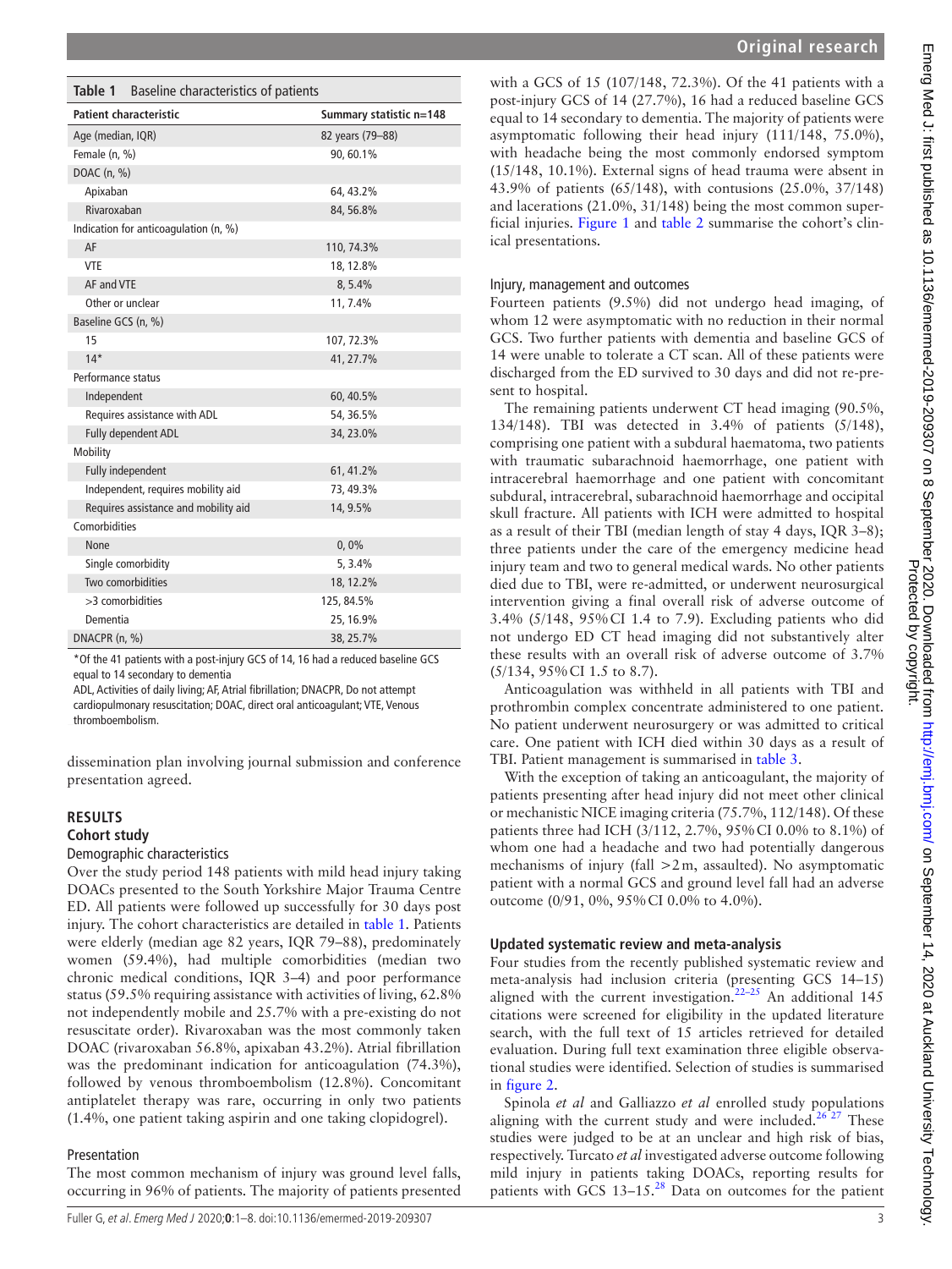**Table 1** Baseline characteristics of patients

| Patient characteristic | Summary statistic n=148 |
|---|---|
| Age (median, IQR) | 82 years (79–88) |
| Female (n, %) | 90, 60.1% |
| DOAC (n, %) | |
| Apixaban | 64, 43.2% |
| Rivaroxaban | 84, 56.8% |
| Indication for anticoagulation (n, %) | |
| AF | 110, 74.3% |
| VTE | 18, 12.8% |
| AF and VTE | 8, 5.4% |
| Other or unclear | 11, 7.4% |
| Baseline GCS (n, %) | |
| 15 | 107, 72.3% |
| 14* | 41, 27.7% |
| Performance status | |
| Independent | 60, 40.5% |
| Requires assistance with ADL | 54, 36.5% |
| Fully dependent ADL | 34, 23.0% |
| Mobility | |
| Fully independent | 61, 41.2% |
| Independent, requires mobility aid | 73, 49.3% |
| Requires assistance and mobility aid | 14, 9.5% |
| Comorbidities | |
| None | 0, 0% |
| Single comorbidity | 5, 3.4% |
| Two comorbidities | 18, 12.2% |
| >3 comorbidities | 125, 84.5% |
| Dementia | 25, 16.9% |
| DNACPR (n, %) | 38, 25.7% |

*Of the 41 patients with a post-injury GCS of 14, 16 had a reduced baseline GCS equal to 14 secondary to dementia

ADL, Activities of daily living; AF, Atrial fibrillation; DNACPR, Do not attempt cardiopulmonary resuscitation; DOAC, direct oral anticoagulant; VTE, Venous thromboembolism.

dissemination plan involving journal submission and conference presentation agreed.

## RESULTS

### Cohort study

#### Demographic characteristics

Over the study period 148 patients with mild head injury taking DOACs presented to the South Yorkshire Major Trauma Centre ED. All patients were followed up successfully for 30 days post injury. The cohort characteristics are detailed in table 1. Patients were elderly (median age 82 years, IQR 79–88), predominately women (59.4%), had multiple comorbidities (median two chronic medical conditions, IQR 3–4) and poor performance status (59.5% requiring assistance with activities of living, 62.8% not independently mobile and 25.7% with a pre-existing do not resuscitate order). Rivaroxaban was the most commonly taken DOAC (rivaroxaban 56.8%, apixaban 43.2%). Atrial fibrillation was the predominant indication for anticoagulation (74.3%), followed by venous thromboembolism (12.8%). Concomitant antiplatelet therapy was rare, occurring in only two patients (1.4%, one patient taking aspirin and one taking clopidogrel).

#### Presentation

The most common mechanism of injury was ground level falls, occurring in 96% of patients. The majority of patients presented with a GCS of 15 (107/148, 72.3%). Of the 41 patients with a post-injury GCS of 14 (27.7%), 16 had a reduced baseline GCS equal to 14 secondary to dementia. The majority of patients were asymptomatic following their head injury (111/148, 75.0%), with headache being the most commonly endorsed symptom (15/148, 10.1%). External signs of head trauma were absent in 43.9% of patients (65/148), with contusions (25.0%, 37/148) and lacerations (21.0%, 31/148) being the most common superficial injuries. Figure 1 and table 2 summarise the cohort's clinical presentations.

#### Injury, management and outcomes

Fourteen patients (9.5%) did not undergo head imaging, of whom 12 were asymptomatic with no reduction in their normal GCS. Two further patients with dementia and baseline GCS of 14 were unable to tolerate a CT scan. All of these patients were discharged from the ED survived to 30 days and did not re-present to hospital.

The remaining patients underwent CT head imaging (90.5%, 134/148). TBI was detected in 3.4% of patients (5/148), comprising one patient with a subdural haematoma, two patients with traumatic subarachnoid haemorrhage, one patient with intracerebral haemorrhage and one patient with concomitant subdural, intracerebral, subarachnoid haemorrhage and occipital skull fracture. All patients with ICH were admitted to hospital as a result of their TBI (median length of stay 4 days, IQR 3–8); three patients under the care of the emergency medicine head injury team and two to general medical wards. No other patients died due to TBI, were re-admitted, or underwent neurosurgical intervention giving a final overall risk of adverse outcome of 3.4% (5/148, 95% CI 1.4 to 7.9). Excluding patients who did not undergo ED CT head imaging did not substantively alter these results with an overall risk of adverse outcome of 3.7% (5/134, 95% CI 1.5 to 8.7).

Anticoagulation was withheld in all patients with TBI and prothrombin complex concentrate administered to one patient. No patient underwent neurosurgery or was admitted to critical care. One patient with ICH died within 30 days as a result of TBI. Patient management is summarised in table 3.

With the exception of taking an anticoagulant, the majority of patients presenting after head injury did not meet other clinical or mechanistic NICE imaging criteria (75.7%, 112/148). Of these patients three had ICH (3/112, 2.7%, 95% CI 0.0% to 8.1%) of whom one had a headache and two had potentially dangerous mechanisms of injury (fall >2 m, assaulted). No asymptomatic patient with a normal GCS and ground level fall had an adverse outcome (0/91, 0%, 95% CI 0.0% to 4.0%).

### Updated systematic review and meta-analysis

Four studies from the recently published systematic review and meta-analysis had inclusion criteria (presenting GCS 14–15) aligned with the current investigation.[22–25] An additional 145 citations were screened for eligibility in the updated literature search, with the full text of 15 articles retrieved for detailed evaluation. During full text examination three eligible observational studies were identified. Selection of studies is summarised in figure 2.

Spinola *et al* and Galliazzo *et al* enrolled study populations aligning with the current study and were included.[26 27] These studies were judged to be at an unclear and high risk of bias, respectively. Turcato *et al* investigated adverse outcome following mild injury in patients taking DOACs, reporting results for patients with GCS 13–15.[28] Data on outcomes for the patient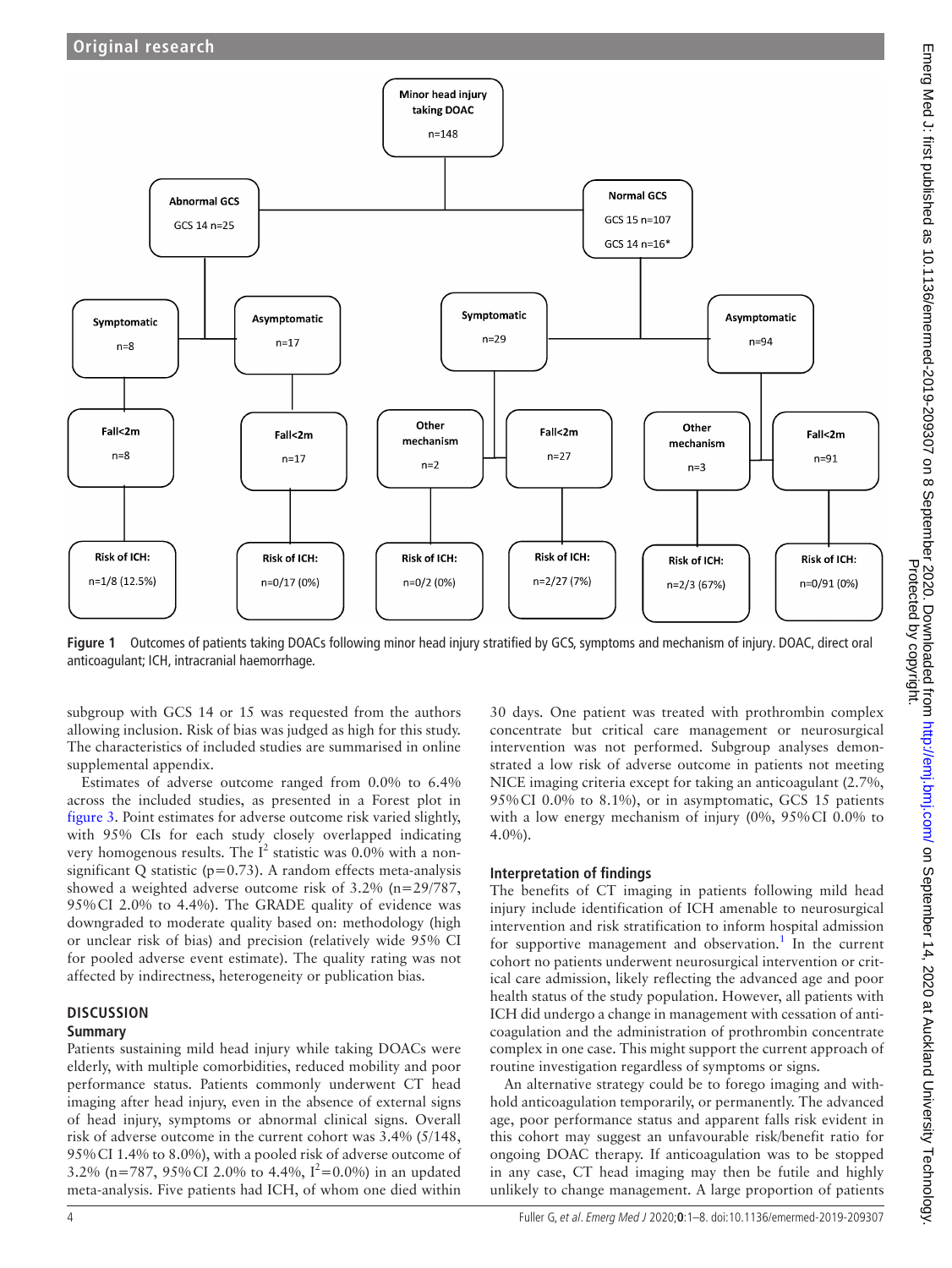Minor head injury taking DOAC n=148

Abnormal GCS: GCS 14 n=25

Normal GCS: GCS 15 n=107, GCS 14 n=16*

Symptomatic n=8 → Fall<2m n=8 → Risk of ICH: n=1/8 (12.5%)

Asymptomatic n=17 → Fall<2m n=17 → Risk of ICH: n=0/17 (0%)

Symptomatic n=29 → Other mechanism n=2 → Risk of ICH: n=0/2 (0%); Fall<2m n=27 → Risk of ICH: n=2/27 (7%)

Asymptomatic n=94 → Other mechanism n=3 → Risk of ICH: n=2/3 (67%); Fall<2m n=91 → Risk of ICH: n=0/91 (0%)

**Figure 1** Outcomes of patients taking DOACs following minor head injury stratified by GCS, symptoms and mechanism of injury. DOAC, direct oral anticoagulant; ICH, intracranial haemorrhage.

subgroup with GCS 14 or 15 was requested from the authors allowing inclusion. Risk of bias was judged as high for this study. The characteristics of included studies are summarised in online supplemental appendix.

Estimates of adverse outcome ranged from 0.0% to 6.4% across the included studies, as presented in a Forest plot in figure 3. Point estimates for adverse outcome risk varied slightly, with 95% CIs for each study closely overlapped indicating very homogenous results. The $I^2$ statistic was 0.0% with a non-significant Q statistic (p=0.73). A random effects meta-analysis showed a weighted adverse outcome risk of 3.2% (n=29/787, 95% CI 2.0% to 4.4%). The GRADE quality of evidence was downgraded to moderate quality based on: methodology (high or unclear risk of bias) and precision (relatively wide 95% CI for pooled adverse event estimate). The quality rating was not affected by indirectness, heterogeneity or publication bias.

## DISCUSSION

### Summary

Patients sustaining mild head injury while taking DOACs were elderly, with multiple comorbidities, reduced mobility and poor performance status. Patients commonly underwent CT head imaging after head injury, even in the absence of external signs of head injury, symptoms or abnormal clinical signs. Overall risk of adverse outcome in the current cohort was 3.4% (5/148, 95% CI 1.4% to 8.0%), with a pooled risk of adverse outcome of 3.2% (n=787, 95% CI 2.0% to 4.4%, $I^2$=0.0%) in an updated meta-analysis. Five patients had ICH, of whom one died within 30 days. One patient was treated with prothrombin complex concentrate but critical care management or neurosurgical intervention was not performed. Subgroup analyses demonstrated a low risk of adverse outcome in patients not meeting NICE imaging criteria except for taking an anticoagulant (2.7%, 95% CI 0.0% to 8.1%), or in asymptomatic, GCS 15 patients with a low energy mechanism of injury (0%, 95% CI 0.0% to 4.0%).

### Interpretation of findings

The benefits of CT imaging in patients following mild head injury include identification of ICH amenable to neurosurgical intervention and risk stratification to inform hospital admission for supportive management and observation.[1] In the current cohort no patients underwent neurosurgical intervention or critical care admission, likely reflecting the advanced age and poor health status of the study population. However, all patients with ICH did undergo a change in management with cessation of anticoagulation and the administration of prothrombin concentrate complex in one case. This might support the current approach of routine investigation regardless of symptoms or signs.

An alternative strategy could be to forego imaging and withhold anticoagulation temporarily, or permanently. The advanced age, poor performance status and apparent falls risk evident in this cohort may suggest an unfavourable risk/benefit ratio for ongoing DOAC therapy. If anticoagulation was to be stopped in any case, CT head imaging may then be futile and highly unlikely to change management. A large proportion of patients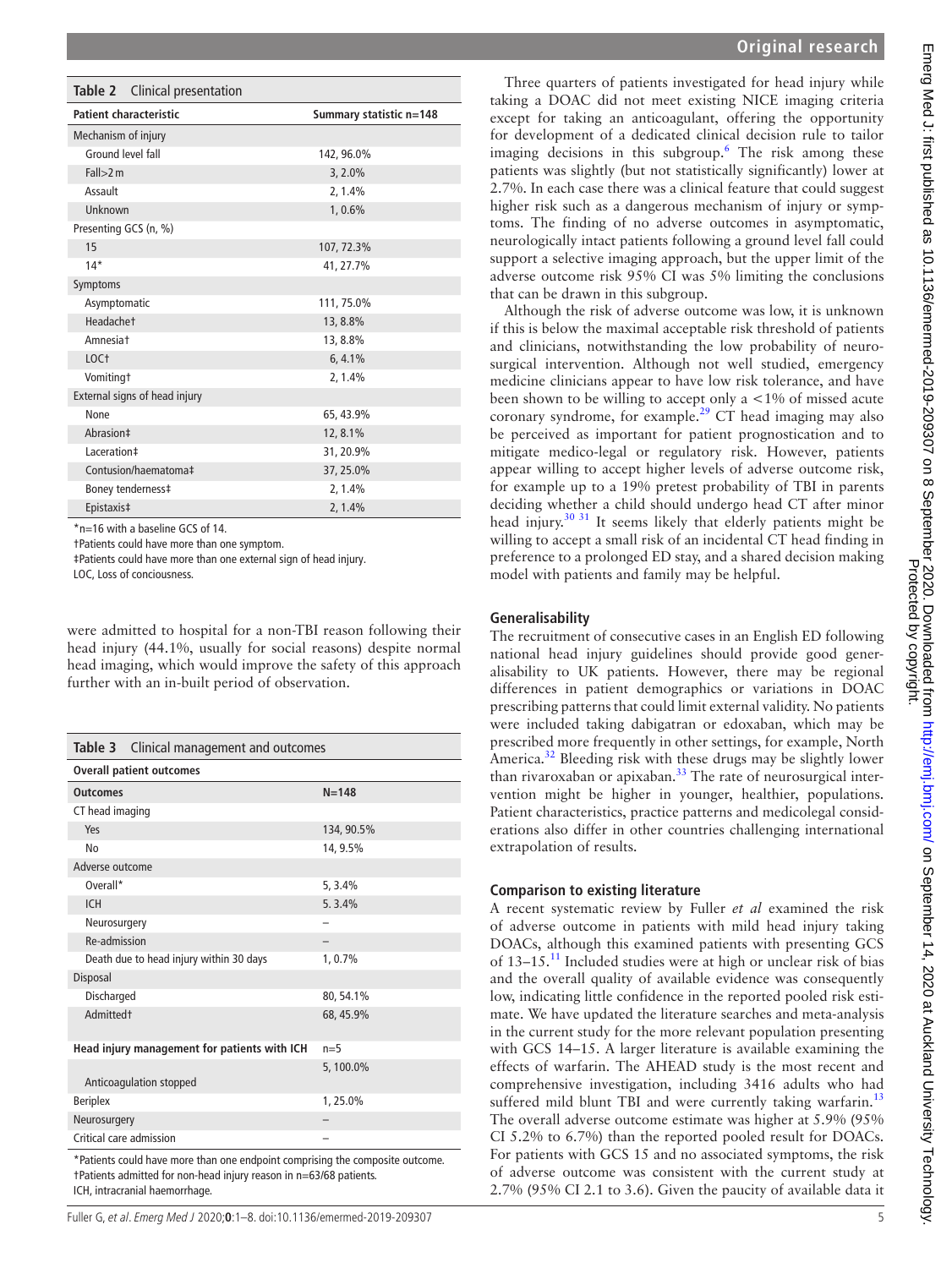**Table 2** Clinical presentation

| Patient characteristic | Summary statistic n=148 |
|---|---|
| Mechanism of injury | |
| Ground level fall | 142, 96.0% |
| Fall>2 m | 3, 2.0% |
| Assault | 2, 1.4% |
| Unknown | 1, 0.6% |
| Presenting GCS (n, %) | |
| 15 | 107, 72.3% |
| 14* | 41, 27.7% |
| Symptoms | |
| Asymptomatic | 111, 75.0% |
| Headache† | 13, 8.8% |
| Amnesia† | 13, 8.8% |
| LOC† | 6, 4.1% |
| Vomiting† | 2, 1.4% |
| External signs of head injury | |
| None | 65, 43.9% |
| Abrasion‡ | 12, 8.1% |
| Laceration‡ | 31, 20.9% |
| Contusion/haematoma‡ | 37, 25.0% |
| Boney tenderness‡ | 2, 1.4% |
| Epistaxis‡ | 2, 1.4% |

*n=16 with a baseline GCS of 14.
†Patients could have more than one symptom.
‡Patients could have more than one external sign of head injury.
LOC, Loss of conciousness.

were admitted to hospital for a non-TBI reason following their head injury (44.1%, usually for social reasons) despite normal head imaging, which would improve the safety of this approach further with an in-built period of observation.

**Table 3** Clinical management and outcomes

| **Overall patient outcomes** | |
|---|---|
| **Outcomes** | **N=148** |
| CT head imaging | |
| Yes | 134, 90.5% |
| No | 14, 9.5% |
| Adverse outcome | |
| Overall* | 5, 3.4% |
| ICH | 5. 3.4% |
| Neurosurgery | – |
| Re-admission | – |
| Death due to head injury within 30 days | 1, 0.7% |
| Disposal | |
| Discharged | 80, 54.1% |
| Admitted† | 68, 45.9% |
| **Head injury management for patients with ICH** | n=5 |
| Anticoagulation stopped | 5, 100.0% |
| Beriplex | 1, 25.0% |
| Neurosurgery | – |
| Critical care admission | – |

*Patients could have more than one endpoint comprising the composite outcome.
†Patients admitted for non-head injury reason in n=63/68 patients.
ICH, intracranial haemorrhage.

Three quarters of patients investigated for head injury while taking a DOAC did not meet existing NICE imaging criteria except for taking an anticoagulant, offering the opportunity for development of a dedicated clinical decision rule to tailor imaging decisions in this subgroup.[6] The risk among these patients was slightly (but not statistically significantly) lower at 2.7%. In each case there was a clinical feature that could suggest higher risk such as a dangerous mechanism of injury or symptoms. The finding of no adverse outcomes in asymptomatic, neurologically intact patients following a ground level fall could support a selective imaging approach, but the upper limit of the adverse outcome risk 95% CI was 5% limiting the conclusions that can be drawn in this subgroup.

Although the risk of adverse outcome was low, it is unknown if this is below the maximal acceptable risk threshold of patients and clinicians, notwithstanding the low probability of neurosurgical intervention. Although not well studied, emergency medicine clinicians appear to have low risk tolerance, and have been shown to be willing to accept only a <1% of missed acute coronary syndrome, for example.[29] CT head imaging may also be perceived as important for patient prognostication and to mitigate medico-legal or regulatory risk. However, patients appear willing to accept higher levels of adverse outcome risk, for example up to a 19% pretest probability of TBI in parents deciding whether a child should undergo head CT after minor head injury.[30,31] It seems likely that elderly patients might be willing to accept a small risk of an incidental CT head finding in preference to a prolonged ED stay, and a shared decision making model with patients and family may be helpful.

### Generalisability

The recruitment of consecutive cases in an English ED following national head injury guidelines should provide good generalisability to UK patients. However, there may be regional differences in patient demographics or variations in DOAC prescribing patterns that could limit external validity. No patients were included taking dabigatran or edoxaban, which may be prescribed more frequently in other settings, for example, North America.[32] Bleeding risk with these drugs may be slightly lower than rivaroxaban or apixaban.[33] The rate of neurosurgical intervention might be higher in younger, healthier, populations. Patient characteristics, practice patterns and medicolegal considerations also differ in other countries challenging international extrapolation of results.

### Comparison to existing literature

A recent systematic review by Fuller *et al* examined the risk of adverse outcome in patients with mild head injury taking DOACs, although this examined patients with presenting GCS of 13–15.[11] Included studies were at high or unclear risk of bias and the overall quality of available evidence was consequently low, indicating little confidence in the reported pooled risk estimate. We have updated the literature searches and meta-analysis in the current study for the more relevant population presenting with GCS 14–15. A larger literature is available examining the effects of warfarin. The AHEAD study is the most recent and comprehensive investigation, including 3416 adults who had suffered mild blunt TBI and were currently taking warfarin.[13] The overall adverse outcome estimate was higher at 5.9% (95% CI 5.2% to 6.7%) than the reported pooled result for DOACs. For patients with GCS 15 and no associated symptoms, the risk of adverse outcome was consistent with the current study at 2.7% (95% CI 2.1 to 3.6). Given the paucity of available data it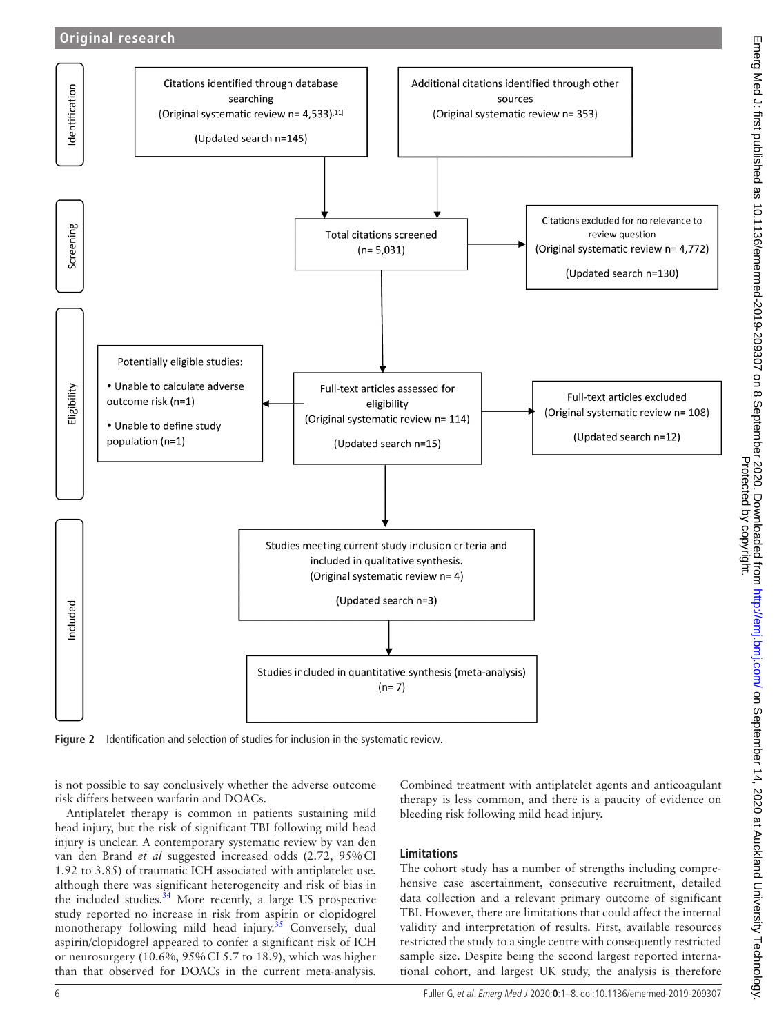Identification

Citations identified through database searching (Original systematic review n= 4,533)[11] (Updated search n=145)

Additional citations identified through other sources (Original systematic review n= 353)

Screening

Total citations screened (n= 5,031)

Citations excluded for no relevance to review question (Original systematic review n= 4,772) (Updated search n=130)

Eligibility

Potentially eligible studies:

- Unable to calculate adverse outcome risk (n=1)
- Unable to define study population (n=1)

Full-text articles assessed for eligibility (Original systematic review n= 114) (Updated search n=15)

Full-text articles excluded (Original systematic review n= 108) (Updated search n=12)

Included

Studies meeting current study inclusion criteria and included in qualitative synthesis. (Original systematic review n= 4) (Updated search n=3)

Studies included in quantitative synthesis (meta-analysis) (n= 7)

**Figure 2** Identification and selection of studies for inclusion in the systematic review.

is not possible to say conclusively whether the adverse outcome risk differs between warfarin and DOACs.

Antiplatelet therapy is common in patients sustaining mild head injury, but the risk of significant TBI following mild head injury is unclear. A contemporary systematic review by van den van den Brand *et al* suggested increased odds (2.72, 95% CI 1.92 to 3.85) of traumatic ICH associated with antiplatelet use, although there was significant heterogeneity and risk of bias in the included studies.[34] More recently, a large US prospective study reported no increase in risk from aspirin or clopidogrel monotherapy following mild head injury.[35] Conversely, dual aspirin/clopidogrel appeared to confer a significant risk of ICH or neurosurgery (10.6%, 95% CI 5.7 to 18.9), which was higher than that observed for DOACs in the current meta-analysis. Combined treatment with antiplatelet agents and anticoagulant therapy is less common, and there is a paucity of evidence on bleeding risk following mild head injury.

## Limitations

The cohort study has a number of strengths including comprehensive case ascertainment, consecutive recruitment, detailed data collection and a relevant primary outcome of significant TBI. However, there are limitations that could affect the internal validity and interpretation of results. First, available resources restricted the study to a single centre with consequently restricted sample size. Despite being the second largest reported international cohort, and largest UK study, the analysis is therefore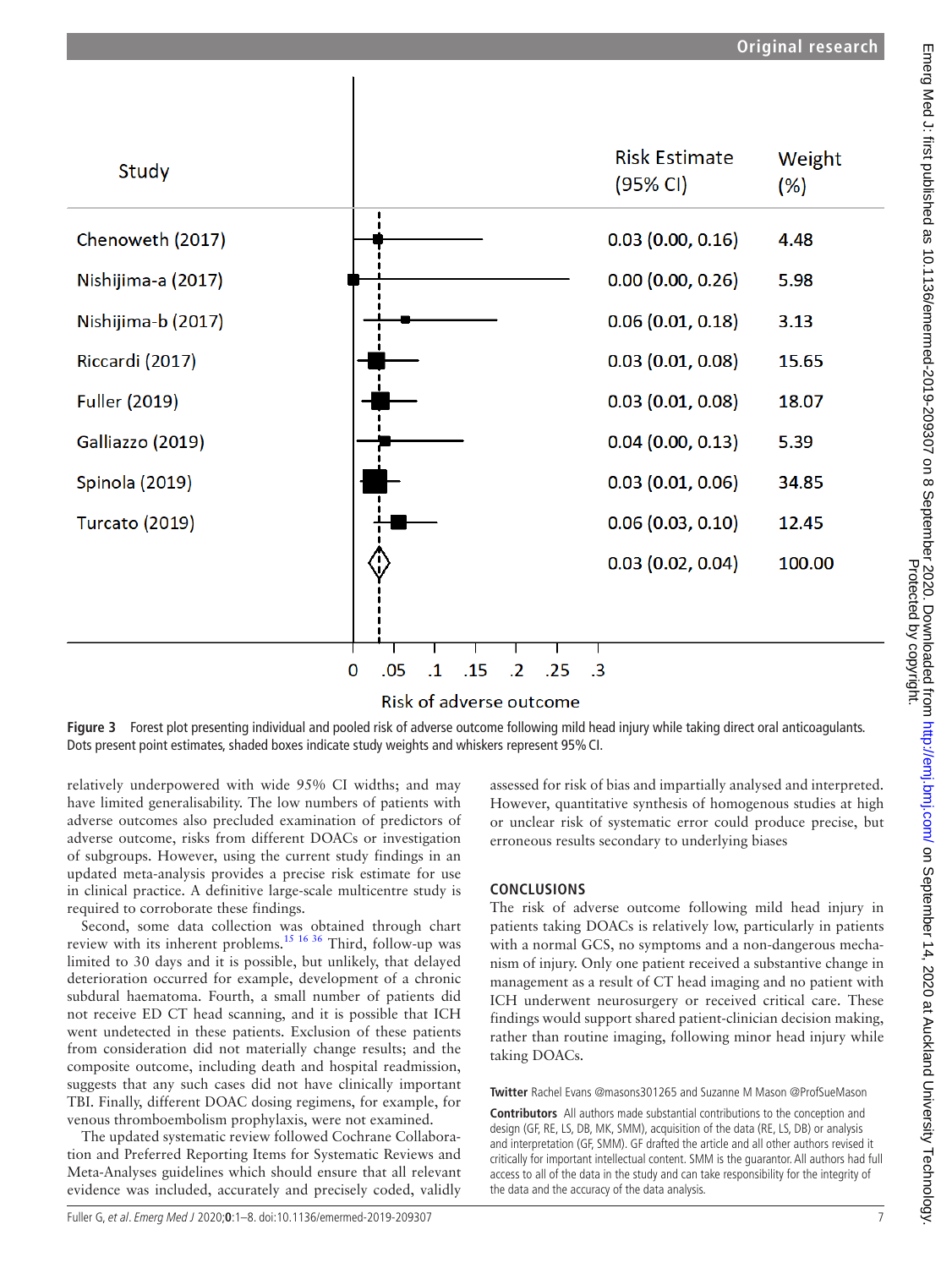| Study | Risk Estimate (95% CI) | Weight (%) |
|---|---|---|
| Chenoweth (2017) | 0.03 (0.00, 0.16) | 4.48 |
| Nishijima-a (2017) | 0.00 (0.00, 0.26) | 5.98 |
| Nishijima-b (2017) | 0.06 (0.01, 0.18) | 3.13 |
| Riccardi (2017) | 0.03 (0.01, 0.08) | 15.65 |
| Fuller (2019) | 0.03 (0.01, 0.08) | 18.07 |
| Galliazzo (2019) | 0.04 (0.00, 0.13) | 5.39 |
| Spinola (2019) | 0.03 (0.01, 0.06) | 34.85 |
| Turcato (2019) | 0.06 (0.03, 0.10) | 12.45 |
| | 0.03 (0.02, 0.04) | 100.00 |

Risk of adverse outcome

**Figure 3** Forest plot presenting individual and pooled risk of adverse outcome following mild head injury while taking direct oral anticoagulants. Dots present point estimates, shaded boxes indicate study weights and whiskers represent 95% CI.

relatively underpowered with wide 95% CI widths; and may have limited generalisability. The low numbers of patients with adverse outcomes also precluded examination of predictors of adverse outcome, risks from different DOACs or investigation of subgroups. However, using the current study findings in an updated meta-analysis provides a precise risk estimate for use in clinical practice. A definitive large-scale multicentre study is required to corroborate these findings.

Second, some data collection was obtained through chart review with its inherent problems.[15 16 36] Third, follow-up was limited to 30 days and it is possible, but unlikely, that delayed deterioration occurred for example, development of a chronic subdural haematoma. Fourth, a small number of patients did not receive ED CT head scanning, and it is possible that ICH went undetected in these patients. Exclusion of these patients from consideration did not materially change results; and the composite outcome, including death and hospital readmission, suggests that any such cases did not have clinically important TBI. Finally, different DOAC dosing regimens, for example, for venous thromboembolism prophylaxis, were not examined.

The updated systematic review followed Cochrane Collaboration and Preferred Reporting Items for Systematic Reviews and Meta-Analyses guidelines which should ensure that all relevant evidence was included, accurately and precisely coded, validly assessed for risk of bias and impartially analysed and interpreted. However, quantitative synthesis of homogenous studies at high or unclear risk of systematic error could produce precise, but erroneous results secondary to underlying biases

## CONCLUSIONS

The risk of adverse outcome following mild head injury in patients taking DOACs is relatively low, particularly in patients with a normal GCS, no symptoms and a non-dangerous mechanism of injury. Only one patient received a substantive change in management as a result of CT head imaging and no patient with ICH underwent neurosurgery or received critical care. These findings would support shared patient-clinician decision making, rather than routine imaging, following minor head injury while taking DOACs.

**Twitter** Rachel Evans @masons301265 and Suzanne M Mason @ProfSueMason

**Contributors** All authors made substantial contributions to the conception and design (GF, RE, LS, DB, MK, SMM), acquisition of the data (RE, LS, DB) or analysis and interpretation (GF, SMM). GF drafted the article and all other authors revised it critically for important intellectual content. SMM is the guarantor. All authors had full access to all of the data in the study and can take responsibility for the integrity of the data and the accuracy of the data analysis.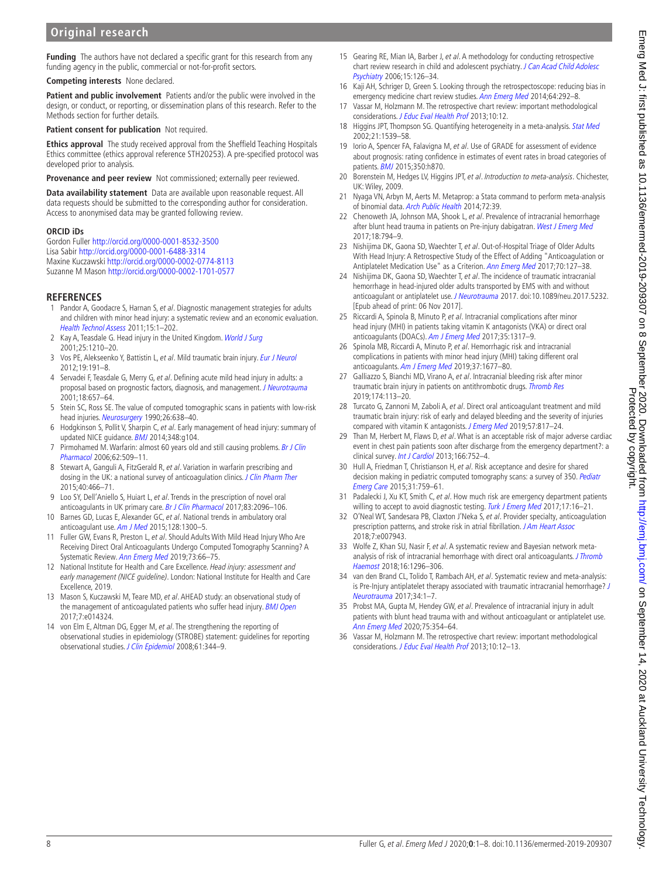**Funding** The authors have not declared a specific grant for this research from any funding agency in the public, commercial or not-for-profit sectors.

**Competing interests** None declared.

**Patient and public involvement** Patients and/or the public were involved in the design, or conduct, or reporting, or dissemination plans of this research. Refer to the Methods section for further details.

**Patient consent for publication** Not required.

**Ethics approval** The study received approval from the Sheffield Teaching Hospitals Ethics committee (ethics approval reference STH20253). A pre-specified protocol was developed prior to analysis.

**Provenance and peer review** Not commissioned; externally peer reviewed.

**Data availability statement** Data are available upon reasonable request. All data requests should be submitted to the corresponding author for consideration. Access to anonymised data may be granted following review.

### ORCID iDs

Gordon Fuller http://orcid.org/0000-0001-8532-3500
Lisa Sabir http://orcid.org/0000-0001-6488-3314
Maxine Kuczawski http://orcid.org/0000-0002-0774-8113
Suzanne M Mason http://orcid.org/0000-0002-1701-0577

## REFERENCES

1. Pandor A, Goodacre S, Harnan S, *et al*. Diagnostic management strategies for adults and children with minor head injury: a systematic review and an economic evaluation. *Health Technol Assess* 2011;15:1–202.
2. Kay A, Teasdale G. Head injury in the United Kingdom. *World J Surg* 2001;25:1210–20.
3. Vos PE, Alekseenko Y, Battistin L, *et al*. Mild traumatic brain injury. *Eur J Neurol* 2012;19:191–8.
4. Servadei F, Teasdale G, Merry G, *et al*. Defining acute mild head injury in adults: a proposal based on prognostic factors, diagnosis, and management. *J Neurotrauma* 2001;18:657–64.
5. Stein SC, Ross SE. The value of computed tomographic scans in patients with low-risk head injuries. *Neurosurgery* 1990;26:638–40.
6. Hodgkinson S, Pollit V, Sharpin C, *et al*. Early management of head injury: summary of updated NICE guidance. *BMJ* 2014;348:g104.
7. Pirmohamed M. Warfarin: almost 60 years old and still causing problems. *Br J Clin Pharmacol* 2006;62:509–11.
8. Stewart A, Ganguli A, FitzGerald R, *et al*. Variation in warfarin prescribing and dosing in the UK: a national survey of anticoagulation clinics. *J Clin Pharm Ther* 2015;40:466–71.
9. Loo SY, Dell'Aniello S, Huiart L, *et al*. Trends in the prescription of novel oral anticoagulants in UK primary care. *Br J Clin Pharmacol* 2017;83:2096–106.
10. Barnes GD, Lucas E, Alexander GC, *et al*. National trends in ambulatory oral anticoagulant use. *Am J Med* 2015;128:1300–5.
11. Fuller GW, Evans R, Preston L, *et al*. Should Adults With Mild Head Injury Who Are Receiving Direct Oral Anticoagulants Undergo Computed Tomography Scanning? A Systematic Review. *Ann Emerg Med* 2019;73:66–75.
12. National Institute for Health and Care Excellence. *Head injury: assessment and early management (NICE guideline)*. London: National Institute for Health and Care Excellence, 2019.
13. Mason S, Kuczawski M, Teare MD, *et al*. AHEAD study: an observational study of the management of anticoagulated patients who suffer head injury. *BMJ Open* 2017;7:e014324.
14. von Elm E, Altman DG, Egger M, *et al*. The strengthening the reporting of observational studies in epidemiology (STROBE) statement: guidelines for reporting observational studies. *J Clin Epidemiol* 2008;61:344–9.
15. Gearing RE, Mian IA, Barber J, *et al*. A methodology for conducting retrospective chart review research in child and adolescent psychiatry. *J Can Acad Child Adolesc Psychiatry* 2006;15:126–34.
16. Kaji AH, Schriger D, Green S. Looking through the retrospectoscope: reducing bias in emergency medicine chart review studies. *Ann Emerg Med* 2014;64:292–8.
17. Vassar M, Holzmann M. The retrospective chart review: important methodological considerations. *J Educ Eval Health Prof* 2013;10:12.
18. Higgins JPT, Thompson SG. Quantifying heterogeneity in a meta-analysis. *Stat Med* 2002;21:1539–58.
19. Iorio A, Spencer FA, Falavigna M, *et al*. Use of GRADE for assessment of evidence about prognosis: rating confidence in estimates of event rates in broad categories of patients. *BMJ* 2015;350:h870.
20. Borenstein M, Hedges LV, Higgins JPT, *et al*. *Introduction to meta-analysis*. Chichester, UK: Wiley, 2009.
21. Nyaga VN, Arbyn M, Aerts M. Metaprop: a Stata command to perform meta-analysis of binomial data. *Arch Public Health* 2014;72:39.
22. Chenoweth JA, Johnson MA, Shook L, *et al*. Prevalence of intracranial hemorrhage after blunt head trauma in patients on Pre-injury dabigatran. *West J Emerg Med* 2017;18:794–9.
23. Nishijima DK, Gaona SD, Waechter T, *et al*. Out-of-Hospital Triage of Older Adults With Head Injury: A Retrospective Study of the Effect of Adding "Anticoagulation or Antiplatelet Medication Use" as a Criterion. *Ann Emerg Med* 2017;70:127–38.
24. Nishijima DK, Gaona SD, Waechter T, *et al*. The incidence of traumatic intracranial hemorrhage in head-injured older adults transported by EMS with and without anticoagulant or antiplatelet use. *J Neurotrauma* 2017. doi:10.1089/neu.2017.5232. [Epub ahead of print: 06 Nov 2017].
25. Riccardi A, Spinola B, Minuto P, *et al*. Intracranial complications after minor head injury (MHI) in patients taking vitamin K antagonists (VKA) or direct oral anticoagulants (DOACs). *Am J Emerg Med* 2017;35:1317–9.
26. Spinola MB, Riccardi A, Minuto P, *et al*. Hemorrhagic risk and intracranial complications in patients with minor head injury (MHI) taking different oral anticoagulants. *Am J Emerg Med* 2019;37:1677–80.
27. Galliazzo S, Bianchi MD, Virano A, *et al*. Intracranial bleeding risk after minor traumatic brain injury in patients on antithrombotic drugs. *Thromb Res* 2019;174:113–20.
28. Turcato G, Zannoni M, Zaboli A, *et al*. Direct oral anticoagulant treatment and mild traumatic brain injury: risk of early and delayed bleeding and the severity of injuries compared with vitamin K antagonists. *J Emerg Med* 2019;57:817–24.
29. Than M, Herbert M, Flaws D, *et al*. What is an acceptable risk of major adverse cardiac event in chest pain patients soon after discharge from the emergency department?: a clinical survey. *Int J Cardiol* 2013;166:752–4.
30. Hull A, Friedman T, Christianson H, *et al*. Risk acceptance and desire for shared decision making in pediatric computed tomography scans: a survey of 350. *Pediatr Emerg Care* 2015;31:759–61.
31. Padalecki J, Xu KT, Smith C, *et al*. How much risk are emergency department patients willing to accept to avoid diagnostic testing. *Turk J Emerg Med* 2017;17:16–21.
32. O'Neal WT, Sandesara PB, Claxton J'Neka S, *et al*. Provider specialty, anticoagulation prescription patterns, and stroke risk in atrial fibrillation. *J Am Heart Assoc* 2018;7:e007943.
33. Wolfe Z, Khan SU, Nasir F, *et al*. A systematic review and Bayesian network meta-analysis of risk of intracranial hemorrhage with direct oral anticoagulants. *J Thromb Haemost* 2018;16:1296–306.
34. van den Brand CL, Tolido T, Rambach AH, *et al*. Systematic review and meta-analysis: is Pre-Injury antiplatelet therapy associated with traumatic intracranial hemorrhage? *J Neurotrauma* 2017;34:1–7.
35. Probst MA, Gupta M, Hendey GW, *et al*. Prevalence of intracranial injury in adult patients with blunt head trauma with and without anticoagulant or antiplatelet use. *Ann Emerg Med* 2020;75:354–64.
36. Vassar M, Holzmann M. The retrospective chart review: important methodological considerations. *J Educ Eval Health Prof* 2013;10:12–13.